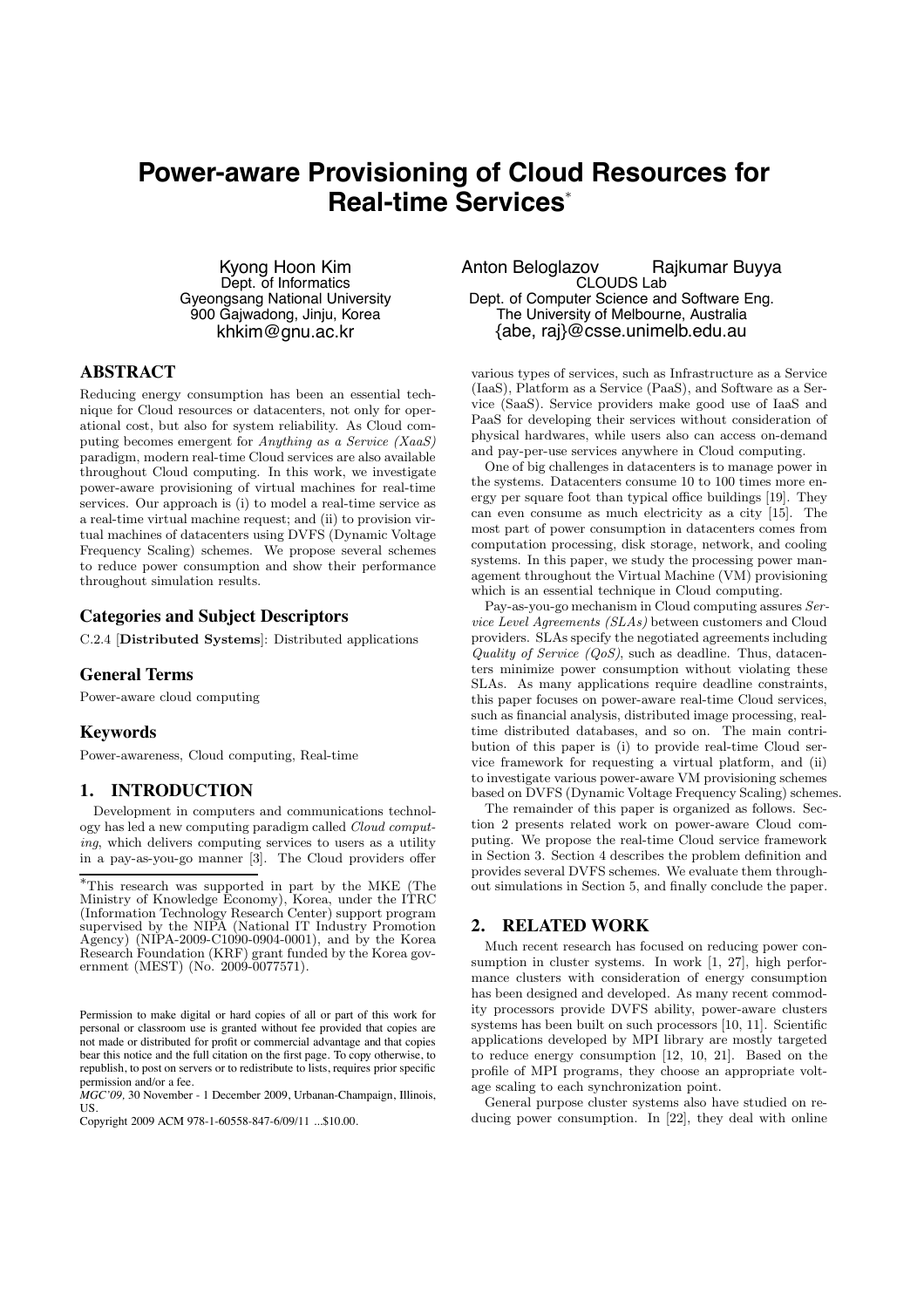# Power-aware Provisioning of Cloud Resources for Real-time Services*

Kyong Hoon Kim
Dept. of Informatics
Gyeongsang National University
900 Gajwadong, Jinju, Korea
khkim@gnu.ac.kr

Anton Beloglazov Rajkumar Buyya
CLOUDS Lab
Dept. of Computer Science and Software Eng.
The University of Melbourne, Australia
{abe, raj}@csse.unimelb.edu.au

## ABSTRACT

Reducing energy consumption has been an essential technique for Cloud resources or datacenters, not only for operational cost, but also for system reliability. As Cloud computing becomes emergent for *Anything as a Service (XaaS)* paradigm, modern real-time Cloud services are also available throughout Cloud computing. In this work, we investigate power-aware provisioning of virtual machines for real-time services. Our approach is (i) to model a real-time service as a real-time virtual machine request; and (ii) to provision virtual machines of datacenters using DVFS (Dynamic Voltage Frequency Scaling) schemes. We propose several schemes to reduce power consumption and show their performance throughout simulation results.

### Categories and Subject Descriptors

C.2.4 [**Distributed Systems**]: Distributed applications

### General Terms

Power-aware cloud computing

### Keywords

Power-awareness, Cloud computing, Real-time

## 1. INTRODUCTION

Development in computers and communications technology has led a new computing paradigm called *Cloud computing*, which delivers computing services to users as a utility in a pay-as-you-go manner [3]. The Cloud providers offer various types of services, such as Infrastructure as a Service (IaaS), Platform as a Service (PaaS), and Software as a Service (SaaS). Service providers make good use of IaaS and PaaS for developing their services without consideration of physical hardwares, while users also can access on-demand and pay-per-use services anywhere in Cloud computing.

One of big challenges in datacenters is to manage power in the systems. Datacenters consume 10 to 100 times more energy per square foot than typical office buildings [19]. They can even consume as much electricity as a city [15]. The most part of power consumption in datacenters comes from computation processing, disk storage, network, and cooling systems. In this paper, we study the processing power management throughout the Virtual Machine (VM) provisioning which is an essential technique in Cloud computing.

Pay-as-you-go mechanism in Cloud computing assures *Service Level Agreements (SLAs)* between customers and Cloud providers. SLAs specify the negotiated agreements including *Quality of Service (QoS)*, such as deadline. Thus, datacenters minimize power consumption without violating these SLAs. As many applications require deadline constraints, this paper focuses on power-aware real-time Cloud services, such as financial analysis, distributed image processing, real-time distributed databases, and so on. The main contribution of this paper is (i) to provide real-time Cloud service framework for requesting a virtual platform, and (ii) to investigate various power-aware VM provisioning schemes based on DVFS (Dynamic Voltage Frequency Scaling) schemes.

The remainder of this paper is organized as follows. Section 2 presents related work on power-aware Cloud computing. We propose the real-time Cloud service framework in Section 3. Section 4 describes the problem definition and provides several DVFS schemes. We evaluate them throughout simulations in Section 5, and finally conclude the paper.

## 2. RELATED WORK

Much recent research has focused on reducing power consumption in cluster systems. In work [1, 27], high performance clusters with consideration of energy consumption has been designed and developed. As many recent commodity processors provide DVFS ability, power-aware clusters systems has been built on such processors [10, 11]. Scientific applications developed by MPI library are mostly targeted to reduce energy consumption [12, 10, 21]. Based on the profile of MPI programs, they choose an appropriate voltage scaling to each synchronization point.

General purpose cluster systems also have studied on reducing power consumption. In [22], they deal with online

---

*This research was supported in part by the MKE (The Ministry of Knowledge Economy), Korea, under the ITRC (Information Technology Research Center) support program supervised by the NIPA (National IT Industry Promotion Agency) (NIPA-2009-C1090-0904-0001), and by the Korea Research Foundation (KRF) grant funded by the Korea government (MEST) (No. 2009-0077571).

Permission to make digital or hard copies of all or part of this work for personal or classroom use is granted without fee provided that copies are not made or distributed for profit or commercial advantage and that copies bear this notice and the full citation on the first page. To copy otherwise, to republish, to post on servers or to redistribute to lists, requires prior specific permission and/or a fee.
*MGC'09*, 30 November - 1 December 2009, Urbanan-Champaign, Illinois, US.
Copyright 2009 ACM 978-1-60558-847-6/09/11 ...$10.00.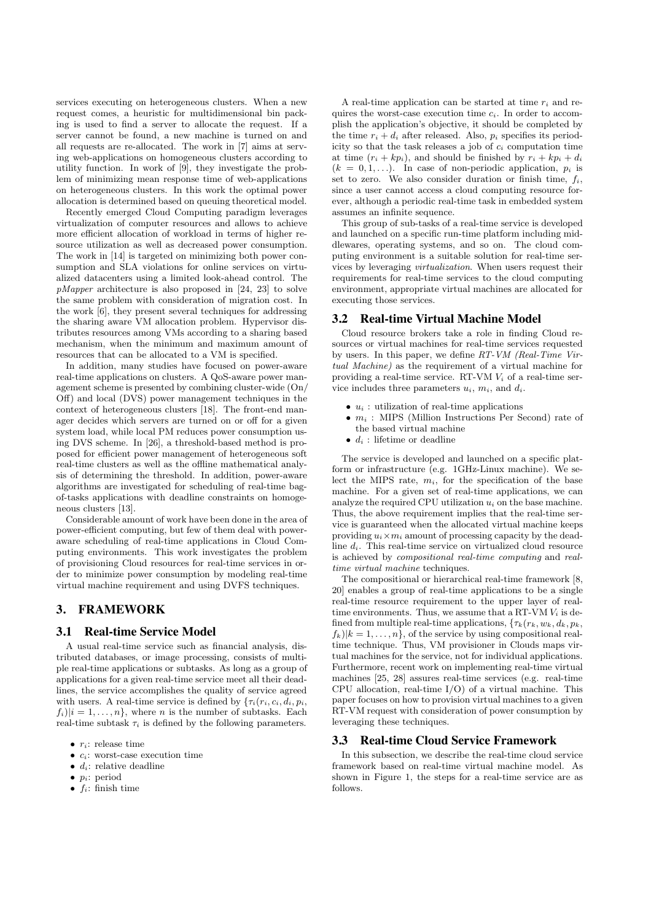services executing on heterogeneous clusters. When a new request comes, a heuristic for multidimensional bin packing is used to find a server to allocate the request. If a server cannot be found, a new machine is turned on and all requests are re-allocated. The work in [7] aims at serving web-applications on homogeneous clusters according to utility function. In work of [9], they investigate the problem of minimizing mean response time of web-applications on heterogeneous clusters. In this work the optimal power allocation is determined based on queuing theoretical model.

Recently emerged Cloud Computing paradigm leverages virtualization of computer resources and allows to achieve more efficient allocation of workload in terms of higher resource utilization as well as decreased power consumption. The work in [14] is targeted on minimizing both power consumption and SLA violations for online services on virtualized datacenters using a limited look-ahead control. The *pMapper* architecture is also proposed in [24, 23] to solve the same problem with consideration of migration cost. In the work [6], they present several techniques for addressing the sharing aware VM allocation problem. Hypervisor distributes resources among VMs according to a sharing based mechanism, when the minimum and maximum amount of resources that can be allocated to a VM is specified.

In addition, many studies have focused on power-aware real-time applications on clusters. A QoS-aware power management scheme is presented by combining cluster-wide (On/Off) and local (DVS) power management techniques in the context of heterogeneous clusters [18]. The front-end manager decides which servers are turned on or off for a given system load, while local PM reduces power consumption using DVS scheme. In [26], a threshold-based method is proposed for efficient power management of heterogeneous soft real-time clusters as well as the offline mathematical analysis of determining the threshold. In addition, power-aware algorithms are investigated for scheduling of real-time bag-of-tasks applications with deadline constraints on homogeneous clusters [13].

Considerable amount of work have been done in the area of power-efficient computing, but few of them deal with power-aware scheduling of real-time applications in Cloud Computing environments. This work investigates the problem of provisioning Cloud resources for real-time services in order to minimize power consumption by modeling real-time virtual machine requirement and using DVFS techniques.

# 3. FRAMEWORK

## 3.1 Real-time Service Model

A usual real-time service such as financial analysis, distributed databases, or image processing, consists of multiple real-time applications or subtasks. As long as a group of applications for a given real-time service meet all their deadlines, the service accomplishes the quality of service agreed with users. A real-time service is defined by $\{\tau_i(r_i, c_i, d_i, p_i, f_i)|i = 1, \ldots, n\}$, where $n$ is the number of subtasks. Each real-time subtask $\tau_i$ is defined by the following parameters.

- $r_i$: release time
- $c_i$: worst-case execution time
- $d_i$: relative deadline
- $p_i$: period
- $f_i$: finish time

A real-time application can be started at time $r_i$ and requires the worst-case execution time $c_i$. In order to accomplish the application's objective, it should be completed by the time $r_i + d_i$ after released. Also, $p_i$ specifies its periodicity so that the task releases a job of $c_i$ computation time at time $(r_i + kp_i)$, and should be finished by $r_i + kp_i + d_i$ $(k = 0, 1, \ldots)$. In case of non-periodic application, $p_i$ is set to zero. We also consider duration or finish time, $f_i$, since a user cannot access a cloud computing resource forever, although a periodic real-time task in embedded system assumes an infinite sequence.

This group of sub-tasks of a real-time service is developed and launched on a specific run-time platform including middlewares, operating systems, and so on. The cloud computing environment is a suitable solution for real-time services by leveraging *virtualization*. When users request their requirements for real-time services to the cloud computing environment, appropriate virtual machines are allocated for executing those services.

## 3.2 Real-time Virtual Machine Model

Cloud resource brokers take a role in finding Cloud resources or virtual machines for real-time services requested by users. In this paper, we define *RT-VM (Real-Time Virtual Machine)* as the requirement of a virtual machine for providing a real-time service. RT-VM $V_i$ of a real-time service includes three parameters $u_i$, $m_i$, and $d_i$.

- $u_i$ : utilization of real-time applications
- $m_i$ : MIPS (Million Instructions Per Second) rate of the based virtual machine
- $d_i$ : lifetime or deadline

The service is developed and launched on a specific platform or infrastructure (e.g. 1GHz-Linux machine). We select the MIPS rate, $m_i$, for the specification of the base machine. For a given set of real-time applications, we can analyze the required CPU utilization $u_i$ on the base machine. Thus, the above requirement implies that the real-time service is guaranteed when the allocated virtual machine keeps providing $u_i \times m_i$ amount of processing capacity by the deadline $d_i$. This real-time service on virtualized cloud resource is achieved by *compositional real-time computing* and *real-time virtual machine* techniques.

The compositional or hierarchical real-time framework [8, 20] enables a group of real-time applications to be a single real-time resource requirement to the upper layer of real-time environments. Thus, we assume that a RT-VM $V_i$ is defined from multiple real-time applications, $\{\tau_k(r_k, w_k, d_k, p_k, f_k)|k = 1, \ldots, n\}$, of the service by using compositional real-time technique. Thus, VM provisioner in Clouds maps virtual machines for the service, not for individual applications. Furthermore, recent work on implementing real-time virtual machines [25, 28] assures real-time services (e.g. real-time CPU allocation, real-time I/O) of a virtual machine. This paper focuses on how to provision virtual machines to a given RT-VM request with consideration of power consumption by leveraging these techniques.

## 3.3 Real-time Cloud Service Framework

In this subsection, we describe the real-time cloud service framework based on real-time virtual machine model. As shown in Figure 1, the steps for a real-time service are as follows.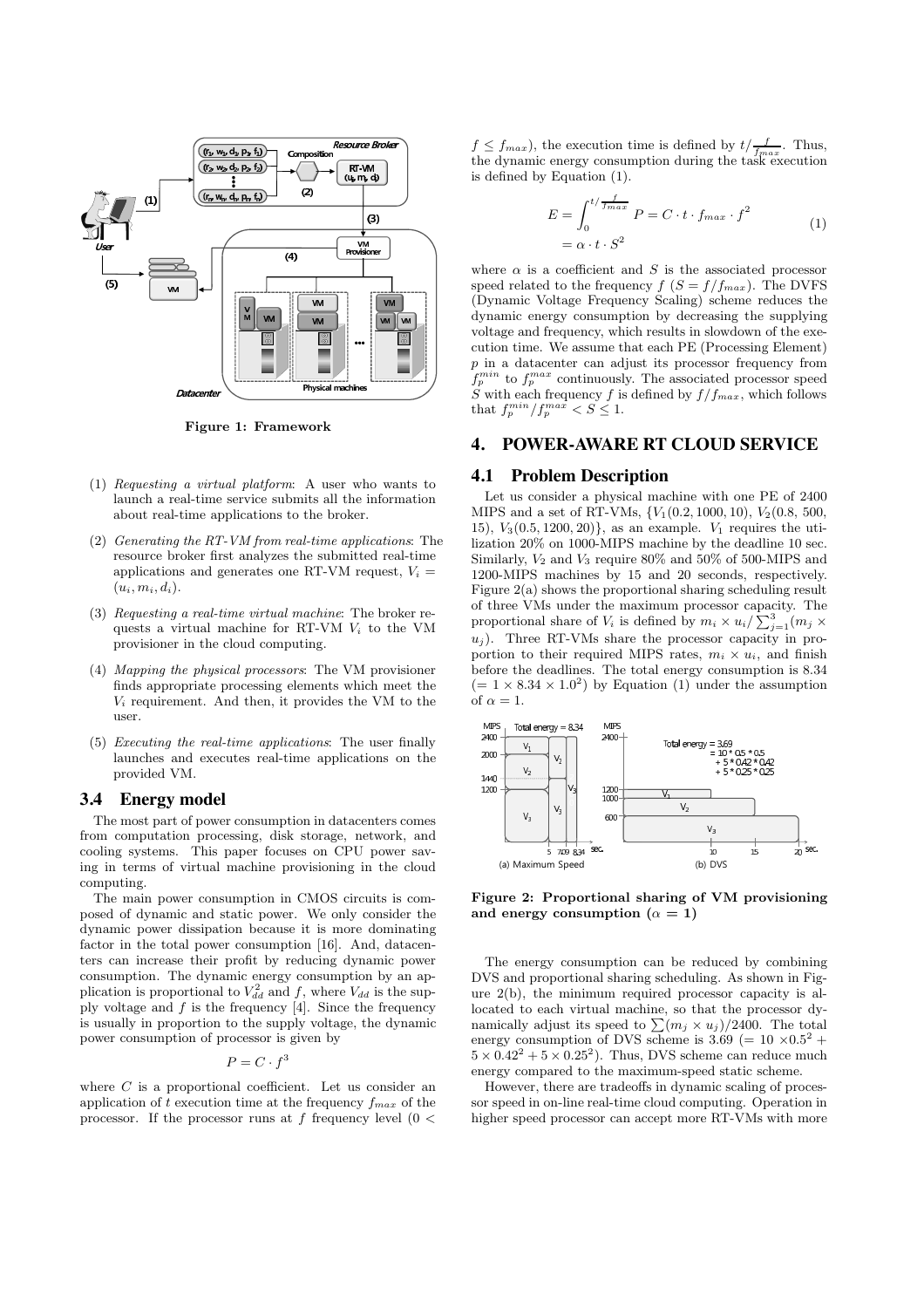Figure 1: Framework

(1) *Requesting a virtual platform*: A user who wants to launch a real-time service submits all the information about real-time applications to the broker.

(2) *Generating the RT-VM from real-time applications*: The resource broker first analyzes the submitted real-time applications and generates one RT-VM request, $V_i = (u_i, m_i, d_i)$.

(3) *Requesting a real-time virtual machine*: The broker requests a virtual machine for RT-VM $V_i$ to the VM provisioner in the cloud computing.

(4) *Mapping the physical processors*: The VM provisioner finds appropriate processing elements which meet the $V_i$ requirement. And then, it provides the VM to the user.

(5) *Executing the real-time applications*: The user finally launches and executes real-time applications on the provided VM.

### 3.4 Energy model

The most part of power consumption in datacenters comes from computation processing, disk storage, network, and cooling systems. This paper focuses on CPU power saving in terms of virtual machine provisioning in the cloud computing.

The main power consumption in CMOS circuits is composed of dynamic and static power. We only consider the dynamic power dissipation because it is more dominating factor in the total power consumption [16]. And, datacenters can increase their profit by reducing dynamic power consumption. The dynamic energy consumption by an application is proportional to $V_{dd}^2$ and $f$, where $V_{dd}$ is the supply voltage and $f$ is the frequency [4]. Since the frequency is usually in proportion to the supply voltage, the dynamic power consumption of processor is given by

$$P = C \cdot f^3$$

where $C$ is a proportional coefficient. Let us consider an application of $t$ execution time at the frequency $f_{max}$ of the processor. If the processor runs at $f$ frequency level ($0 < f \leq f_{max}$), the execution time is defined by $t / \frac{f}{f_{max}}$. Thus, the dynamic energy consumption during the task execution is defined by Equation (1).

$$E = \int_0^{t/\frac{f}{f_{max}}} P = C \cdot t \cdot f_{max} \cdot f^2 = \alpha \cdot t \cdot S^2 \tag{1}$$

where $\alpha$ is a coefficient and $S$ is the associated processor speed related to the frequency $f$ ($S = f/f_{max}$). The DVFS (Dynamic Voltage Frequency Scaling) scheme reduces the dynamic energy consumption by decreasing the supplying voltage and frequency, which results in slowdown of the execution time. We assume that each PE (Processing Element) $p$ in a datacenter can adjust its processor frequency from $f_p^{min}$ to $f_p^{max}$ continuously. The associated processor speed $S$ with each frequency $f$ is defined by $f/f_{max}$, which follows that $f_p^{min}/f_p^{max} < S \leq 1$.

## 4. POWER-AWARE RT CLOUD SERVICE

### 4.1 Problem Description

Let us consider a physical machine with one PE of 2400 MIPS and a set of RT-VMs, $\{V_1(0.2, 1000, 10), V_2(0.8, 500, 15), V_3(0.5, 1200, 20)\}$, as an example. $V_1$ requires the utilization 20% on 1000-MIPS machine by the deadline 10 sec. Similarly, $V_2$ and $V_3$ require 80% and 50% of 500-MIPS and 1200-MIPS machines by 15 and 20 seconds, respectively. Figure 2(a) shows the proportional sharing scheduling result of three VMs under the maximum processor capacity. The proportional share of $V_i$ is defined by $m_i \times u_i / \sum_{j=1}^{3}(m_j \times u_j)$. Three RT-VMs share the processor capacity in proportion to their required MIPS rates, $m_i \times u_i$, and finish before the deadlines. The total energy consumption is 8.34 ($= 1 \times 8.34 \times 1.0^2$) by Equation (1) under the assumption of $\alpha = 1$.

Figure 2: Proportional sharing of VM provisioning and energy consumption ($\alpha = 1$)

The energy consumption can be reduced by combining DVS and proportional sharing scheduling. As shown in Figure 2(b), the minimum required processor capacity is allocated to each virtual machine, so that the processor dynamically adjust its speed to $\sum(m_j \times u_j)/2400$. The total energy consumption of DVS scheme is 3.69 ($= 10 \times 0.5^2 + 5 \times 0.42^2 + 5 \times 0.25^2$). Thus, DVS scheme can reduce much energy compared to the maximum-speed static scheme.

However, there are tradeoffs in dynamic scaling of processor speed in on-line real-time cloud computing. Operation in higher speed processor can accept more RT-VMs with more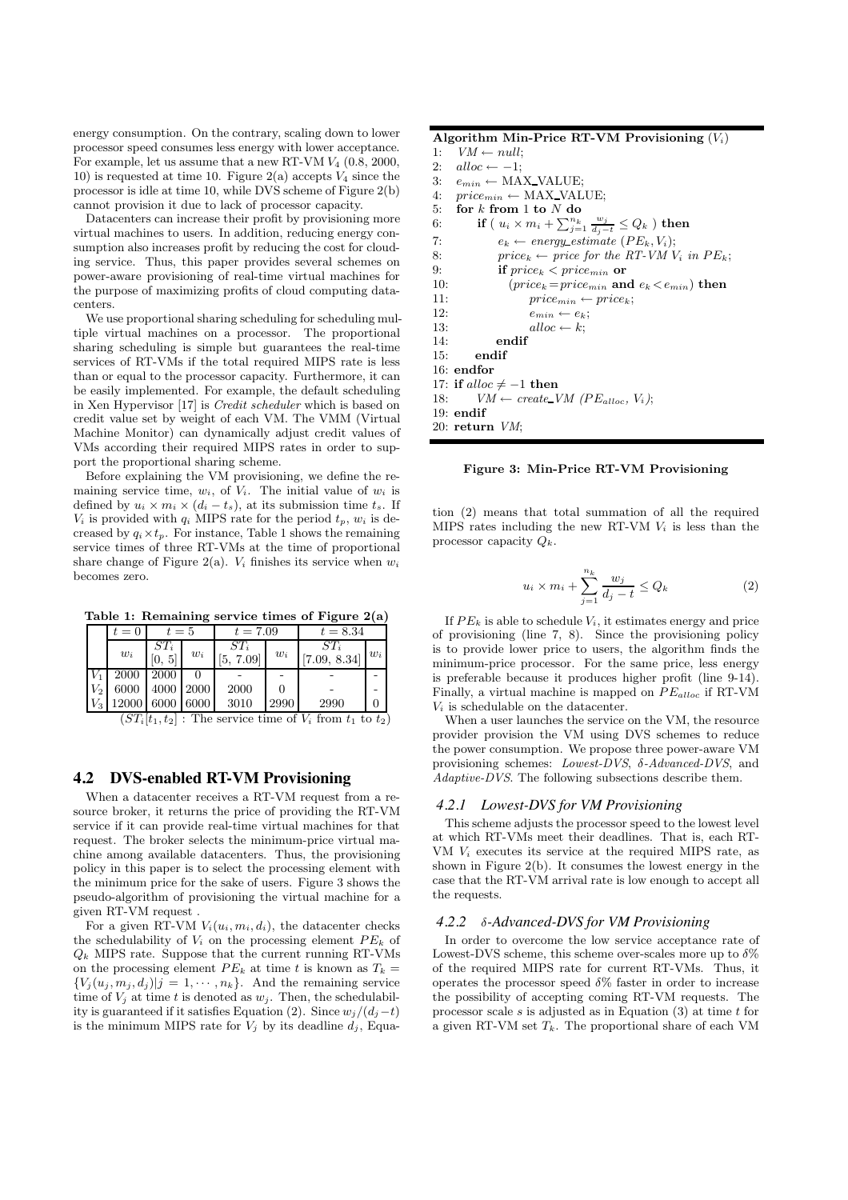energy consumption. On the contrary, scaling down to lower processor speed consumes less energy with lower acceptance. For example, let us assume that a new RT-VM $V_4$ (0.8, 2000, 10) is requested at time 10. Figure 2(a) accepts $V_4$ since the processor is idle at time 10, while DVS scheme of Figure 2(b) cannot provision it due to lack of processor capacity.

Datacenters can increase their profit by provisioning more virtual machines to users. In addition, reducing energy consumption also increases profit by reducing the cost for clouding service. Thus, this paper provides several schemes on power-aware provisioning of real-time virtual machines for the purpose of maximizing profits of cloud computing datacenters.

We use proportional sharing scheduling for scheduling multiple virtual machines on a processor. The proportional sharing scheduling is simple but guarantees the real-time services of RT-VMs if the total required MIPS rate is less than or equal to the processor capacity. Furthermore, it can be easily implemented. For example, the default scheduling in Xen Hypervisor [17] is *Credit scheduler* which is based on credit value set by weight of each VM. The VMM (Virtual Machine Monitor) can dynamically adjust credit values of VMs according their required MIPS rates in order to support the proportional sharing scheme.

Before explaining the VM provisioning, we define the remaining service time, $w_i$, of $V_i$. The initial value of $w_i$ is defined by $u_i \times m_i \times (d_i - t_s)$, at its submission time $t_s$. If $V_i$ is provided with $q_i$ MIPS rate for the period $t_p$, $w_i$ is decreased by $q_i \times t_p$. For instance, Table 1 shows the remaining service times of three RT-VMs at the time of proportional share change of Figure 2(a). $V_i$ finishes its service when $w_i$ becomes zero.

**Table 1: Remaining service times of Figure 2(a)**

| | $t=0$ | $t=5$ | | $t=7.09$ | | $t=8.34$ | |
|---|---|---|---|---|---|---|---|
| | $w_i$ | $ST_i$ [0, 5] | $w_i$ | $ST_i$ [5, 7.09] | $w_i$ | $ST_i$ [7.09, 8.34] | $w_i$ |
| $V_1$ | 2000 | 2000 | 0 | - | - | - | - |
| $V_2$ | 6000 | 4000 | 2000 | 2000 | 0 | - | - |
| $V_3$ | 12000 | 6000 | 6000 | 3010 | 2990 | 2990 | 0 |

($ST_i[t_1, t_2]$ : The service time of $V_i$ from $t_1$ to $t_2$)

## 4.2 DVS-enabled RT-VM Provisioning

When a datacenter receives a RT-VM request from a resource broker, it returns the price of providing the RT-VM service if it can provide real-time virtual machines for that request. The broker selects the minimum-price virtual machine among available datacenters. Thus, the provisioning policy in this paper is to select the processing element with the minimum price for the sake of users. Figure 3 shows the pseudo-algorithm of provisioning the virtual machine for a given RT-VM request .

For a given RT-VM $V_i(u_i, m_i, d_i)$, the datacenter checks the schedulability of $V_i$ on the processing element $PE_k$ of $Q_k$ MIPS rate. Suppose that the current running RT-VMs on the processing element $PE_k$ at time $t$ is known as $T_k = \{V_j(u_j, m_j, d_j) | j = 1, \cdots, n_k\}$. And the remaining service time of $V_j$ at time $t$ is denoted as $w_j$. Then, the schedulability is guaranteed if it satisfies Equation (2). Since $w_j/(d_j - t)$ is the minimum MIPS rate for $V_j$ by its deadline $d_j$, Equation (2) means that total summation of all the required MIPS rates including the new RT-VM $V_i$ is less than the processor capacity $Q_k$.

$$u_i \times m_i + \sum_{j=1}^{n_k} \frac{w_j}{d_j - t} \leq Q_k \tag{2}$$

If $PE_k$ is able to schedule $V_i$, it estimates energy and price of provisioning (line 7, 8). Since the provisioning policy is to provide lower price to users, the algorithm finds the minimum-price processor. For the same price, less energy is preferable because it produces higher profit (line 9-14). Finally, a virtual machine is mapped on $PE_{alloc}$ if RT-VM $V_i$ is schedulable on the datacenter.

When a user launches the service on the VM, the resource provider provision the VM using DVS schemes to reduce the power consumption. We propose three power-aware VM provisioning schemes: *Lowest-DVS*, *δ-Advanced-DVS*, and *Adaptive-DVS*. The following subsections describe them.

```
Algorithm Min-Price RT-VM Provisioning (V_i)
1:  VM ← null;
2:  alloc ← −1;
3:  e_min ← MAX_VALUE;
4:  price_min ← MAX_VALUE;
5:  for k from 1 to N do
6:      if ( u_i × m_i + Σ_{j=1}^{n_k} w_j/(d_j−t) ≤ Q_k ) then
7:          e_k ← energy_estimate (PE_k, V_i);
8:          price_k ← price for the RT-VM V_i in PE_k;
9:          if price_k < price_min or
10:             (price_k = price_min and e_k < e_min) then
11:             price_min ← price_k;
12:             e_min ← e_k;
13:             alloc ← k;
14:         endif
15:     endif
16: endfor
17: if alloc ≠ −1 then
18:     VM ← create_VM (PE_alloc, V_i);
19: endif
20: return VM;
```

**Figure 3: Min-Price RT-VM Provisioning**

### 4.2.1 Lowest-DVS for VM Provisioning

This scheme adjusts the processor speed to the lowest level at which RT-VMs meet their deadlines. That is, each RT-VM $V_i$ executes its service at the required MIPS rate, as shown in Figure 2(b). It consumes the lowest energy in the case that the RT-VM arrival rate is low enough to accept all the requests.

### 4.2.2 δ-Advanced-DVS for VM Provisioning

In order to overcome the low service acceptance rate of Lowest-DVS scheme, this scheme over-scales more up to $\delta$% of the required MIPS rate for current RT-VMs. Thus, it operates the processor speed $\delta$% faster in order to increase the possibility of accepting coming RT-VM requests. The processor scale $s$ is adjusted as in Equation (3) at time $t$ for a given RT-VM set $T_k$. The proportional share of each VM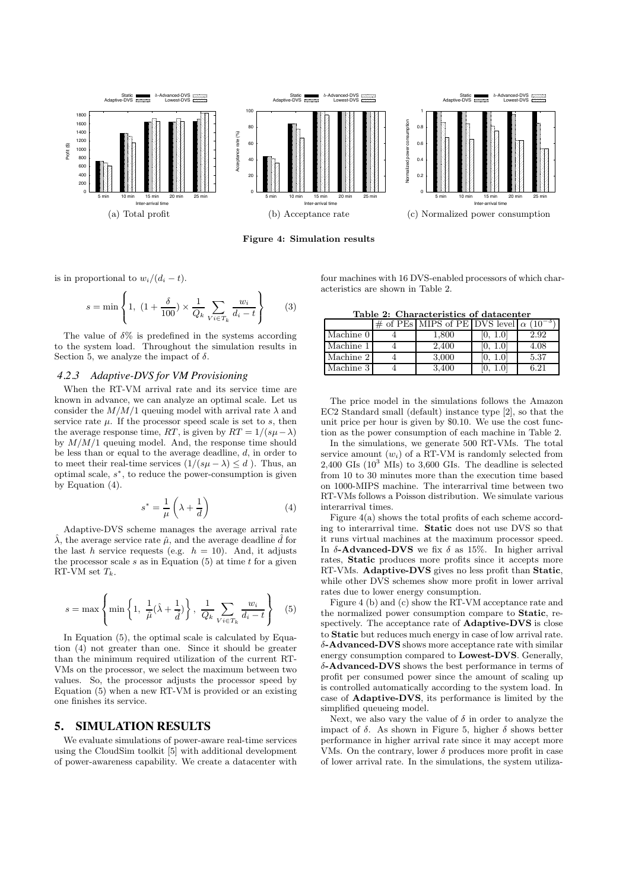(a) Total profit

(b) Acceptance rate

(c) Normalized power consumption

**Figure 4: Simulation results**

is in proportional to $w_i/(d_i - t)$.

$$s = \min \left\{ 1,\ (1 + \frac{\delta}{100}) \times \frac{1}{Q_k} \sum_{V i \in T_k} \frac{w_i}{d_i - t} \right\} \quad (3)$$

The value of $\delta\%$ is predefined in the systems according to the system load. Throughout the simulation results in Section 5, we analyze the impact of $\delta$.

### 4.2.3 Adaptive-DVS for VM Provisioning

When the RT-VM arrival rate and its service time are known in advance, we can analyze an optimal scale. Let us consider the $M/M/1$ queuing model with arrival rate $\lambda$ and service rate $\mu$. If the processor speed scale is set to $s$, then the average response time, $RT$, is given by $RT = 1/(s\mu - \lambda)$ by $M/M/1$ queuing model. And, the response time should be less than or equal to the average deadline, $d$, in order to to meet their real-time services ($1/(s\mu - \lambda) \leq d$ ). Thus, an optimal scale, $s^*$, to reduce the power-consumption is given by Equation (4).

$$s^* = \frac{1}{\mu} \left( \lambda + \frac{1}{d} \right) \quad (4)$$

Adaptive-DVS scheme manages the average arrival rate $\hat{\lambda}$, the average service rate $\hat{\mu}$, and the average deadline $\hat{d}$ for the last $h$ service requests (e.g. $h = 10$). And, it adjusts the processor scale $s$ as in Equation (5) at time $t$ for a given RT-VM set $T_k$.

$$s = \max \left\{ \min \left\{ 1,\ \frac{1}{\hat{\mu}} (\hat{\lambda} + \frac{1}{\hat{d}}) \right\},\ \frac{1}{Q_k} \sum_{V i \in T_k} \frac{w_i}{d_i - t} \right\} \quad (5)$$

In Equation (5), the optimal scale is calculated by Equation (4) not greater than one. Since it should be greater than the minimum required utilization of the current RT-VMs on the processor, we select the maximum between two values. So, the processor adjusts the processor speed by Equation (5) when a new RT-VM is provided or an existing one finishes its service.

## 5. SIMULATION RESULTS

We evaluate simulations of power-aware real-time services using the CloudSim toolkit [5] with additional development of power-awareness capability. We create a datacenter with four machines with 16 DVS-enabled processors of which characteristics are shown in Table 2.

**Table 2: Characteristics of datacenter**

| | # of PEs | MIPS of PE | DVS level | $\alpha$ ($10^{-3}$) |
|---|---|---|---|---|
| Machine 0 | 4 | 1,800 | [0, 1.0] | 2.92 |
| Machine 1 | 4 | 2,400 | [0, 1.0] | 4.08 |
| Machine 2 | 4 | 3,000 | [0, 1.0] | 5.37 |
| Machine 3 | 4 | 3,400 | [0, 1.0] | 6.21 |

The price model in the simulations follows the Amazon EC2 Standard small (default) instance type [2], so that the unit price per hour is given by \$0.10. We use the cost function as the power consumption of each machine in Table 2.

In the simulations, we generate 500 RT-VMs. The total service amount ($w_i$) of a RT-VM is randomly selected from 2,400 GIs ($10^3$ MIs) to 3,600 GIs. The deadline is selected from 10 to 30 minutes more than the execution time based on 1000-MIPS machine. The interarrival time between two RT-VMs follows a Poisson distribution. We simulate various interarrival times.

Figure 4(a) shows the total profits of each scheme according to interarrival time. **Static** does not use DVS so that it runs virtual machines at the maximum processor speed. In **$\delta$-Advanced-DVS** we fix $\delta$ as 15%. In higher arrival rates, **Static** produces more profits since it accepts more RT-VMs. **Adaptive-DVS** gives no less profit than **Static**, while other DVS schemes show more profit in lower arrival rates due to lower energy consumption.

Figure 4 (b) and (c) show the RT-VM acceptance rate and the normalized power consumption compare to **Static**, respectively. The acceptance rate of **Adaptive-DVS** is close to **Static** but reduces much energy in case of low arrival rate. **$\delta$-Advanced-DVS** shows more acceptance rate with similar energy consumption compared to **Lowest-DVS**. Generally, **$\delta$-Advanced-DVS** shows the best performance in terms of profit per consumed power since the amount of scaling up is controlled automatically according to the system load. In case of **Adaptive-DVS**, its performance is limited by the simplified queueing model.

Next, we also vary the value of $\delta$ in order to analyze the impact of $\delta$. As shown in Figure 5, higher $\delta$ shows better performance in higher arrival rate since it may accept more VMs. On the contrary, lower $\delta$ produces more profit in case of lower arrival rate. In the simulations, the system utiliza-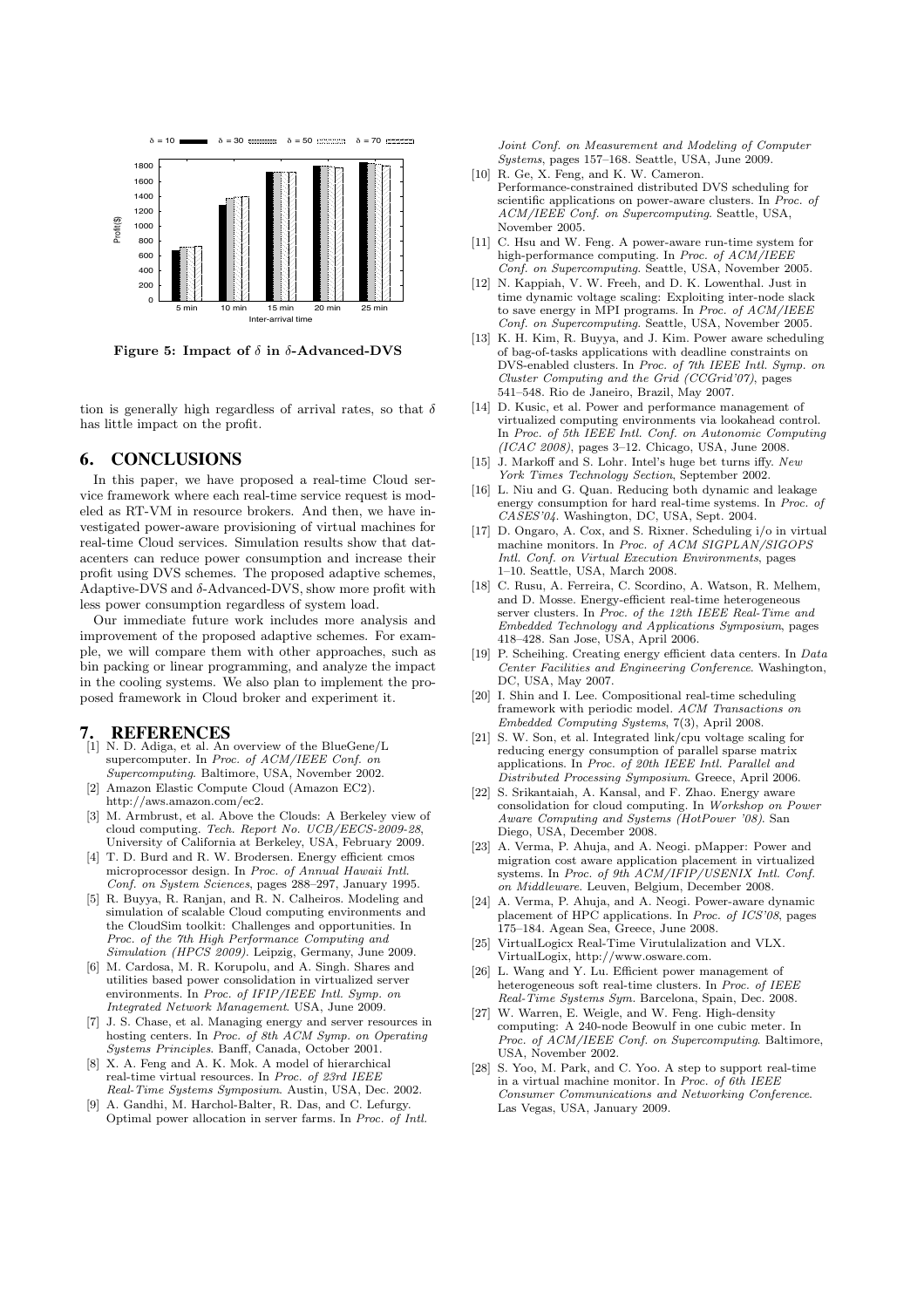δ = 10 δ = 30 δ = 50 δ = 70

Profit($)

1800
1600
1400
1200
1000
800
600
400
200
0

5 min 10 min 15 min 20 min 25 min

Inter-arrival time

**Figure 5: Impact of $\delta$ in $\delta$-Advanced-DVS**

tion is generally high regardless of arrival rates, so that $\delta$ has little impact on the profit.

## 6. CONCLUSIONS

In this paper, we have proposed a real-time Cloud service framework where each real-time service request is modeled as RT-VM in resource brokers. And then, we have investigated power-aware provisioning of virtual machines for real-time Cloud services. Simulation results show that datacenters can reduce power consumption and increase their profit using DVS schemes. The proposed adaptive schemes, Adaptive-DVS and $\delta$-Advanced-DVS, show more profit with less power consumption regardless of system load.

Our immediate future work includes more analysis and improvement of the proposed adaptive schemes. For example, we will compare them with other approaches, such as bin packing or linear programming, and analyze the impact in the cooling systems. We also plan to implement the proposed framework in Cloud broker and experiment it.

## 7. REFERENCES

[1] N. D. Adiga, et al. An overview of the BlueGene/L supercomputer. In *Proc. of ACM/IEEE Conf. on Supercomputing*. Baltimore, USA, November 2002.

[2] Amazon Elastic Compute Cloud (Amazon EC2). http://aws.amazon.com/ec2.

[3] M. Armbrust, et al. Above the Clouds: A Berkeley view of cloud computing. *Tech. Report No. UCB/EECS-2009-28*, University of California at Berkeley, USA, February 2009.

[4] T. D. Burd and R. W. Brodersen. Energy efficient cmos microprocessor design. In *Proc. of Annual Hawaii Intl. Conf. on System Sciences*, pages 288–297, January 1995.

[5] R. Buyya, R. Ranjan, and R. N. Calheiros. Modeling and simulation of scalable Cloud computing environments and the CloudSim toolkit: Challenges and opportunities. In *Proc. of the 7th High Performance Computing and Simulation (HPCS 2009)*. Leipzig, Germany, June 2009.

[6] M. Cardosa, M. R. Korupolu, and A. Singh. Shares and utilities based power consolidation in virtualized server environments. In *Proc. of IFIP/IEEE Intl. Symp. on Integrated Network Management*. USA, June 2009.

[7] J. S. Chase, et al. Managing energy and server resources in hosting centers. In *Proc. of 8th ACM Symp. on Operating Systems Principles*. Banff, Canada, October 2001.

[8] X. A. Feng and A. K. Mok. A model of hierarchical real-time virtual resources. In *Proc. of 23rd IEEE Real-Time Systems Symposium*. Austin, USA, Dec. 2002.

[9] A. Gandhi, M. Harchol-Balter, R. Das, and C. Lefurgy. Optimal power allocation in server farms. In *Proc. of Intl. Joint Conf. on Measurement and Modeling of Computer Systems*, pages 157–168. Seattle, USA, June 2009.

[10] R. Ge, X. Feng, and K. W. Cameron. Performance-constrained distributed DVS scheduling for scientific applications on power-aware clusters. In *Proc. of ACM/IEEE Conf. on Supercomputing*. Seattle, USA, November 2005.

[11] C. Hsu and W. Feng. A power-aware run-time system for high-performance computing. In *Proc. of ACM/IEEE Conf. on Supercomputing*. Seattle, USA, November 2005.

[12] N. Kappiah, V. W. Freeh, and D. K. Lowenthal. Just in time dynamic voltage scaling: Exploiting inter-node slack to save energy in MPI programs. In *Proc. of ACM/IEEE Conf. on Supercomputing*. Seattle, USA, November 2005.

[13] K. H. Kim, R. Buyya, and J. Kim. Power aware scheduling of bag-of-tasks applications with deadline constraints on DVS-enabled clusters. In *Proc. of 7th IEEE Intl. Symp. on Cluster Computing and the Grid (CCGrid'07)*, pages 541–548. Rio de Janeiro, Brazil, May 2007.

[14] D. Kusic, et al. Power and performance management of virtualized computing environments via lookahead control. In *Proc. of 5th IEEE Intl. Conf. on Autonomic Computing (ICAC 2008)*, pages 3–12. Chicago, USA, June 2008.

[15] J. Markoff and S. Lohr. Intel's huge bet turns iffy. *New York Times Technology Section*, September 2002.

[16] L. Niu and G. Quan. Reducing both dynamic and leakage energy consumption for hard real-time systems. In *Proc. of CASES'04*. Washington, DC, USA, Sept. 2004.

[17] D. Ongaro, A. Cox, and S. Rixner. Scheduling i/o in virtual machine monitors. In *Proc. of ACM SIGPLAN/SIGOPS Intl. Conf. on Virtual Execution Environments*, pages 1–10. Seattle, USA, March 2008.

[18] C. Rusu, A. Ferreira, C. Scordino, A. Watson, R. Melhem, and D. Mosse. Energy-efficient real-time heterogeneous server clusters. In *Proc. of the 12th IEEE Real-Time and Embedded Technology and Applications Symposium*, pages 418–428. San Jose, USA, April 2006.

[19] P. Scheihing. Creating energy efficient data centers. In *Data Center Facilities and Engineering Conference*. Washington, DC, USA, May 2007.

[20] I. Shin and I. Lee. Compositional real-time scheduling framework with periodic model. *ACM Transactions on Embedded Computing Systems*, 7(3), April 2008.

[21] S. W. Son, et al. Integrated link/cpu voltage scaling for reducing energy consumption of parallel sparse matrix applications. In *Proc. of 20th IEEE Intl. Parallel and Distributed Processing Symposium*. Greece, April 2006.

[22] S. Srikantaiah, A. Kansal, and F. Zhao. Energy aware consolidation for cloud computing. In *Workshop on Power Aware Computing and Systems (HotPower '08)*. San Diego, USA, December 2008.

[23] A. Verma, P. Ahuja, and A. Neogi. pMapper: Power and migration cost aware application placement in virtualized systems. In *Proc. of 9th ACM/IFIP/USENIX Intl. Conf. on Middleware*. Leuven, Belgium, December 2008.

[24] A. Verma, P. Ahuja, and A. Neogi. Power-aware dynamic placement of HPC applications. In *Proc. of ICS'08*, pages 175–184. Agean Sea, Greece, June 2008.

[25] VirtualLogicx Real-Time Virutulalization and VLX. VirtualLogix, http://www.osware.com.

[26] L. Wang and Y. Lu. Efficient power management of heterogeneous soft real-time clusters. In *Proc. of IEEE Real-Time Systems Sym*. Barcelona, Spain, Dec. 2008.

[27] W. Warren, E. Weigle, and W. Feng. High-density computing: A 240-node Beowulf in one cubic meter. In *Proc. of ACM/IEEE Conf. on Supercomputing*. Baltimore, USA, November 2002.

[28] S. Yoo, M. Park, and C. Yoo. A step to support real-time in a virtual machine monitor. In *Proc. of 6th IEEE Consumer Communications and Networking Conference*. Las Vegas, USA, January 2009.